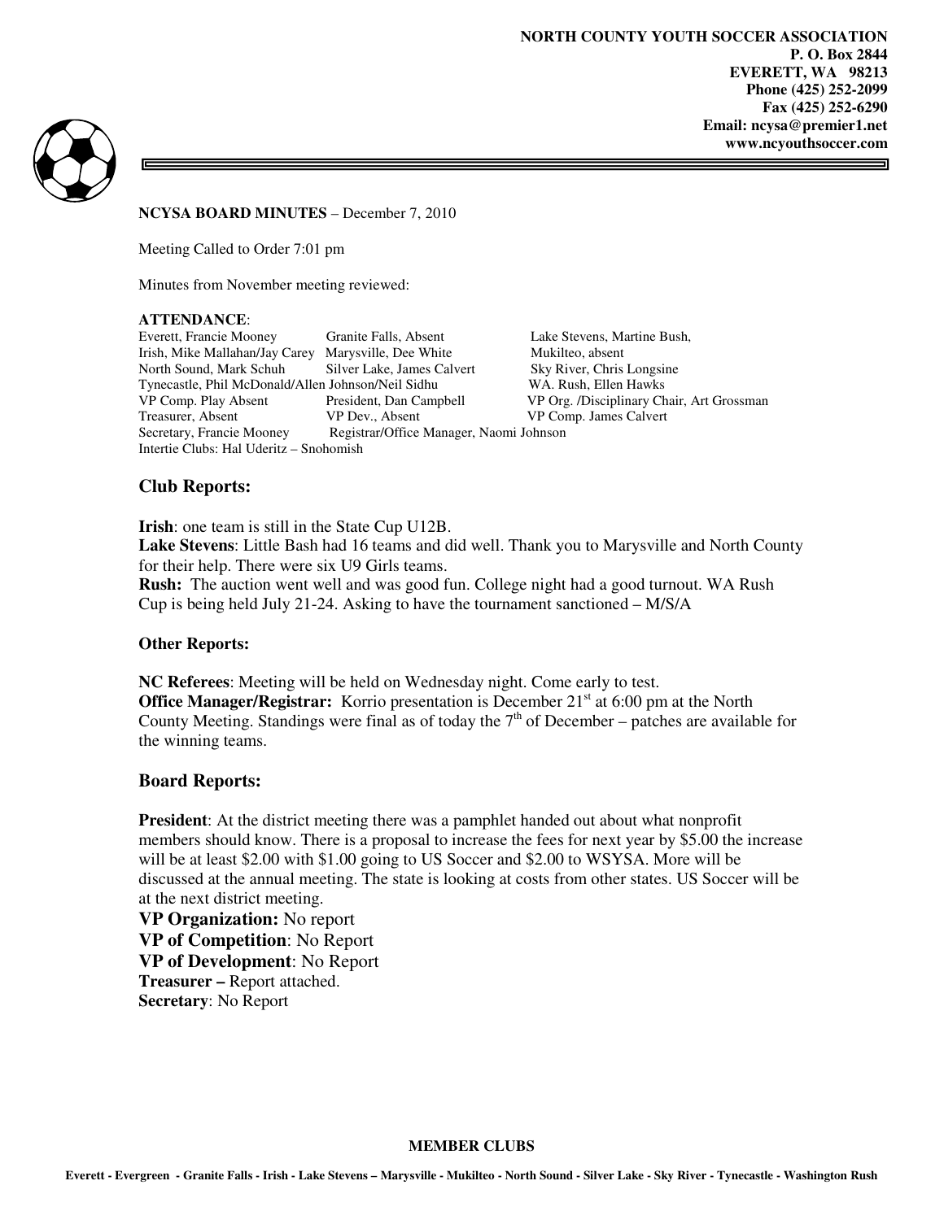**NORTH COUNTY YOUTH SOCCER ASSOCIATION**
**P. O. Box 2844**
**EVERETT, WA 98213**
**Phone (425) 252-2099**
**Fax (425) 252-6290**
**Email: ncysa@premier1.net**
**www.ncyouthsoccer.com**

**NCYSA BOARD MINUTES** – December 7, 2010

Meeting Called to Order 7:01 pm

Minutes from November meeting reviewed:

**ATTENDANCE**:

| | | |
|---|---|---|
| Everett, Francie Mooney | Granite Falls, Absent | Lake Stevens, Martine Bush, |
| Irish, Mike Mallahan/Jay Carey | Marysville, Dee White | Mukilteo, absent |
| North Sound, Mark Schuh | Silver Lake, James Calvert | Sky River, Chris Longsine |
| Tynecastle, Phil McDonald/Allen Johnson/Neil Sidhu | | WA. Rush, Ellen Hawks |
| VP Comp. Play Absent | President, Dan Campbell | VP Org. /Disciplinary Chair, Art Grossman |
| Treasurer, Absent | VP Dev., Absent | VP Comp. James Calvert |
| Secretary, Francie Mooney | Registrar/Office Manager, Naomi Johnson | |

Intertie Clubs: Hal Uderitz – Snohomish

## Club Reports:

**Irish**: one team is still in the State Cup U12B.
**Lake Stevens**: Little Bash had 16 teams and did well. Thank you to Marysville and North County for their help. There were six U9 Girls teams.
**Rush:** The auction went well and was good fun. College night had a good turnout. WA Rush Cup is being held July 21-24. Asking to have the tournament sanctioned – M/S/A

### Other Reports:

**NC Referees**: Meeting will be held on Wednesday night. Come early to test.
**Office Manager/Registrar:** Korrio presentation is December 21st at 6:00 pm at the North County Meeting. Standings were final as of today the 7th of December – patches are available for the winning teams.

## Board Reports:

**President**: At the district meeting there was a pamphlet handed out about what nonprofit members should know. There is a proposal to increase the fees for next year by $5.00 the increase will be at least $2.00 with $1.00 going to US Soccer and $2.00 to WSYSA. More will be discussed at the annual meeting. The state is looking at costs from other states. US Soccer will be at the next district meeting.
**VP Organization:** No report
**VP of Competition**: No Report
**VP of Development**: No Report
**Treasurer –** Report attached.
**Secretary**: No Report

**MEMBER CLUBS**

**Everett - Evergreen - Granite Falls - Irish - Lake Stevens – Marysville - Mukilteo - North Sound - Silver Lake - Sky River - Tynecastle - Washington Rush**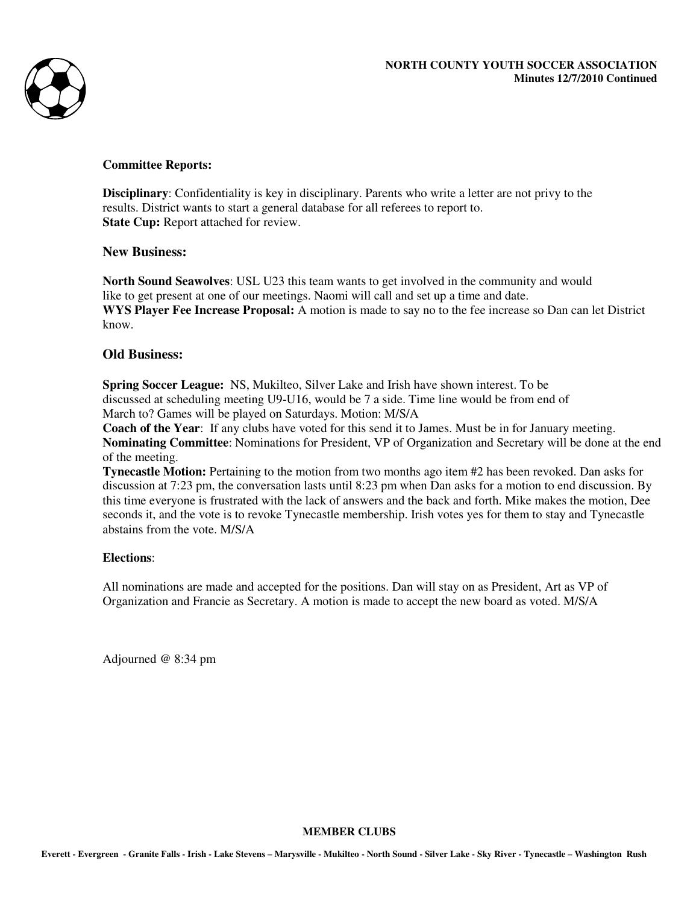**Committee Reports:**

**Disciplinary**: Confidentiality is key in disciplinary. Parents who write a letter are not privy to the results. District wants to start a general database for all referees to report to.
**State Cup:** Report attached for review.

## New Business:

**North Sound Seawolves**: USL U23 this team wants to get involved in the community and would like to get present at one of our meetings. Naomi will call and set up a time and date.
**WYS Player Fee Increase Proposal:** A motion is made to say no to the fee increase so Dan can let District know.

## Old Business:

**Spring Soccer League:** NS, Mukilteo, Silver Lake and Irish have shown interest. To be discussed at scheduling meeting U9-U16, would be 7 a side. Time line would be from end of March to? Games will be played on Saturdays. Motion: M/S/A
**Coach of the Year**: If any clubs have voted for this send it to James. Must be in for January meeting.
**Nominating Committee**: Nominations for President, VP of Organization and Secretary will be done at the end of the meeting.
**Tynecastle Motion:** Pertaining to the motion from two months ago item #2 has been revoked. Dan asks for discussion at 7:23 pm, the conversation lasts until 8:23 pm when Dan asks for a motion to end discussion. By this time everyone is frustrated with the lack of answers and the back and forth. Mike makes the motion, Dee seconds it, and the vote is to revoke Tynecastle membership. Irish votes yes for them to stay and Tynecastle abstains from the vote. M/S/A

**Elections**:

All nominations are made and accepted for the positions. Dan will stay on as President, Art as VP of Organization and Francie as Secretary. A motion is made to accept the new board as voted. M/S/A

Adjourned @ 8:34 pm

**MEMBER CLUBS**

**Everett - Evergreen - Granite Falls - Irish - Lake Stevens – Marysville - Mukilteo - North Sound - Silver Lake - Sky River - Tynecastle – Washington Rush**